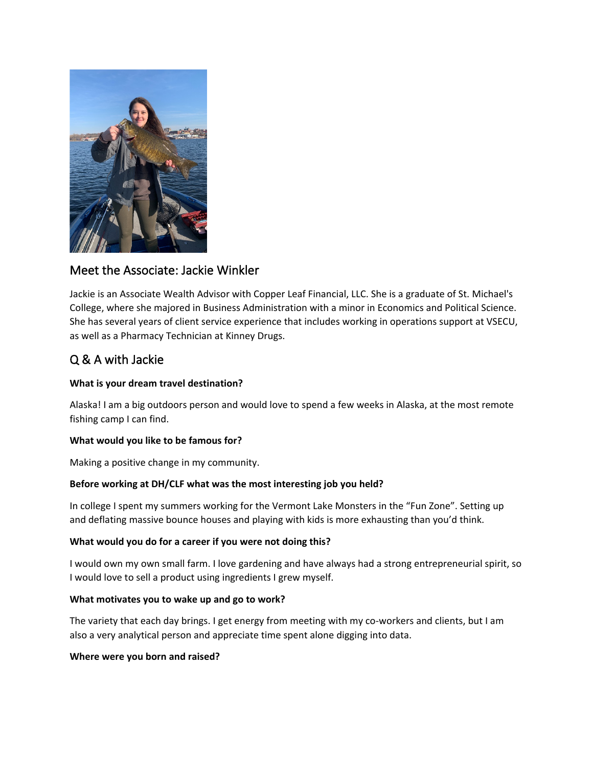## Meet the Associate: Jackie Winkler

Jackie is an Associate Wealth Advisor with Copper Leaf Financial, LLC. She is a graduate of St. Michael's College, where she majored in Business Administration with a minor in Economics and Political Science. She has several years of client service experience that includes working in operations support at VSECU, as well as a Pharmacy Technician at Kinney Drugs.

## Q & A with Jackie

**What is your dream travel destination?**

Alaska! I am a big outdoors person and would love to spend a few weeks in Alaska, at the most remote fishing camp I can find.

**What would you like to be famous for?**

Making a positive change in my community.

**Before working at DH/CLF what was the most interesting job you held?**

In college I spent my summers working for the Vermont Lake Monsters in the "Fun Zone". Setting up and deflating massive bounce houses and playing with kids is more exhausting than you'd think.

**What would you do for a career if you were not doing this?**

I would own my own small farm. I love gardening and have always had a strong entrepreneurial spirit, so I would love to sell a product using ingredients I grew myself.

**What motivates you to wake up and go to work?**

The variety that each day brings. I get energy from meeting with my co-workers and clients, but I am also a very analytical person and appreciate time spent alone digging into data.

**Where were you born and raised?**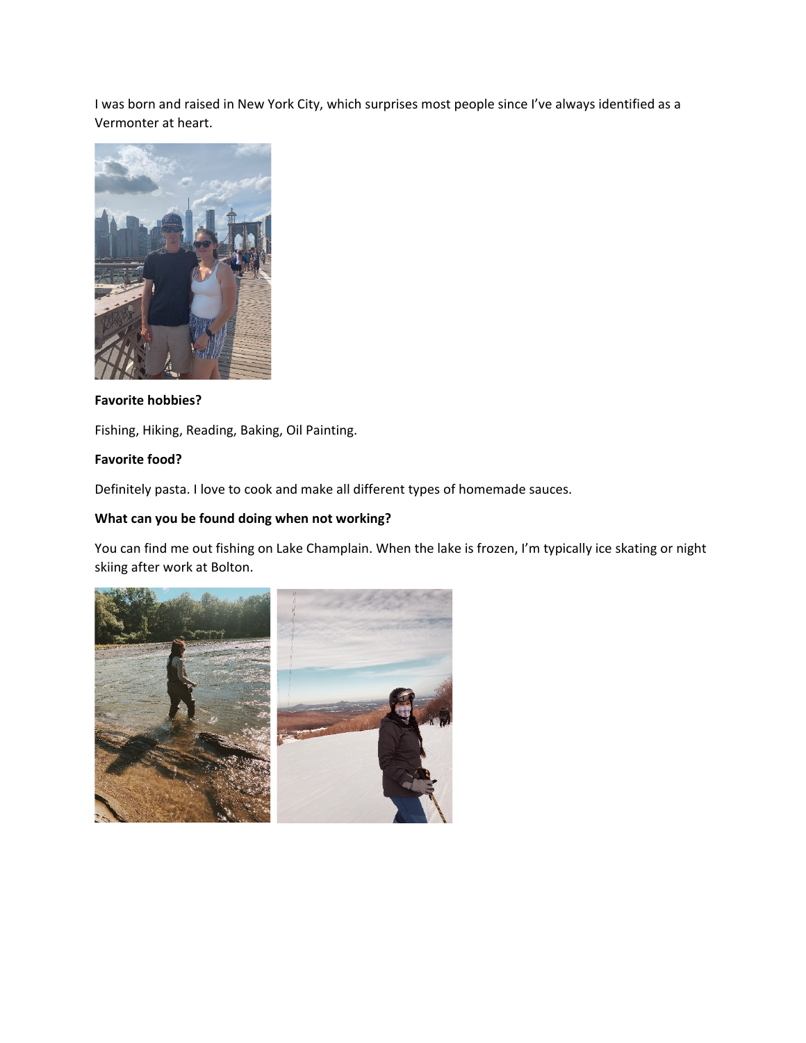I was born and raised in New York City, which surprises most people since I've always identified as a Vermonter at heart.

**Favorite hobbies?**

Fishing, Hiking, Reading, Baking, Oil Painting.

**Favorite food?**

Definitely pasta. I love to cook and make all different types of homemade sauces.

**What can you be found doing when not working?**

You can find me out fishing on Lake Champlain. When the lake is frozen, I'm typically ice skating or night skiing after work at Bolton.